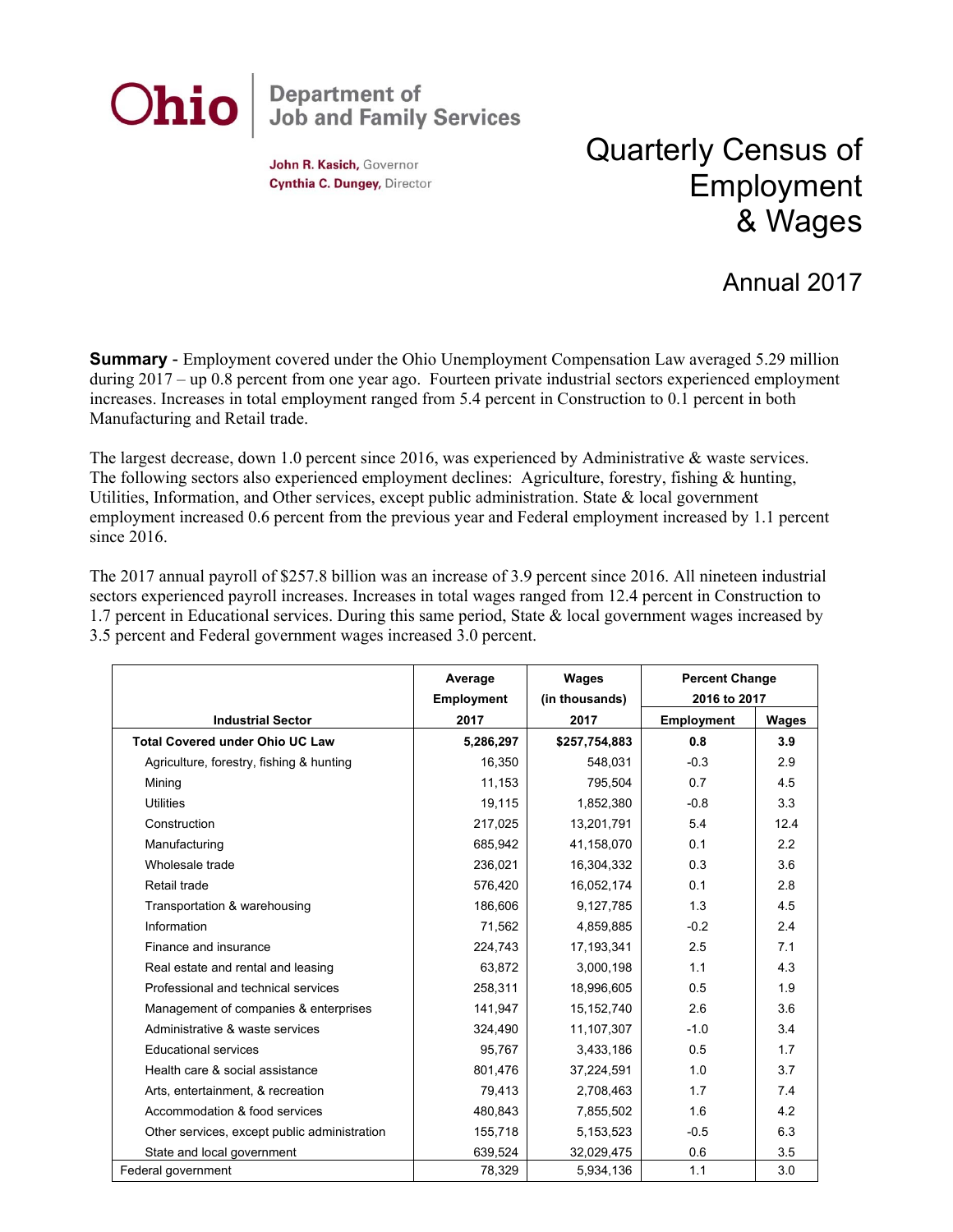**Ohio** | Department of Job and Family Services

**John R. Kasich,** Governor
**Cynthia C. Dungey,** Director

# Quarterly Census of Employment & Wages

## Annual 2017

**Summary** - Employment covered under the Ohio Unemployment Compensation Law averaged 5.29 million during 2017 – up 0.8 percent from one year ago. Fourteen private industrial sectors experienced employment increases. Increases in total employment ranged from 5.4 percent in Construction to 0.1 percent in both Manufacturing and Retail trade.

The largest decrease, down 1.0 percent since 2016, was experienced by Administrative & waste services. The following sectors also experienced employment declines: Agriculture, forestry, fishing & hunting, Utilities, Information, and Other services, except public administration. State & local government employment increased 0.6 percent from the previous year and Federal employment increased by 1.1 percent since 2016.

The 2017 annual payroll of $257.8 billion was an increase of 3.9 percent since 2016. All nineteen industrial sectors experienced payroll increases. Increases in total wages ranged from 12.4 percent in Construction to 1.7 percent in Educational services. During this same period, State & local government wages increased by 3.5 percent and Federal government wages increased 3.0 percent.

| Industrial Sector | Average Employment 2017 | Wages (in thousands) 2017 | Percent Change 2016 to 2017 | |
|---|---|---|---|---|
| | | | Employment | Wages |
| **Total Covered under Ohio UC Law** | **5,286,297** | **$257,754,883** | **0.8** | **3.9** |
| Agriculture, forestry, fishing & hunting | 16,350 | 548,031 | -0.3 | 2.9 |
| Mining | 11,153 | 795,504 | 0.7 | 4.5 |
| Utilities | 19,115 | 1,852,380 | -0.8 | 3.3 |
| Construction | 217,025 | 13,201,791 | 5.4 | 12.4 |
| Manufacturing | 685,942 | 41,158,070 | 0.1 | 2.2 |
| Wholesale trade | 236,021 | 16,304,332 | 0.3 | 3.6 |
| Retail trade | 576,420 | 16,052,174 | 0.1 | 2.8 |
| Transportation & warehousing | 186,606 | 9,127,785 | 1.3 | 4.5 |
| Information | 71,562 | 4,859,885 | -0.2 | 2.4 |
| Finance and insurance | 224,743 | 17,193,341 | 2.5 | 7.1 |
| Real estate and rental and leasing | 63,872 | 3,000,198 | 1.1 | 4.3 |
| Professional and technical services | 258,311 | 18,996,605 | 0.5 | 1.9 |
| Management of companies & enterprises | 141,947 | 15,152,740 | 2.6 | 3.6 |
| Administrative & waste services | 324,490 | 11,107,307 | -1.0 | 3.4 |
| Educational services | 95,767 | 3,433,186 | 0.5 | 1.7 |
| Health care & social assistance | 801,476 | 37,224,591 | 1.0 | 3.7 |
| Arts, entertainment, & recreation | 79,413 | 2,708,463 | 1.7 | 7.4 |
| Accommodation & food services | 480,843 | 7,855,502 | 1.6 | 4.2 |
| Other services, except public administration | 155,718 | 5,153,523 | -0.5 | 6.3 |
| State and local government | 639,524 | 32,029,475 | 0.6 | 3.5 |
| Federal government | 78,329 | 5,934,136 | 1.1 | 3.0 |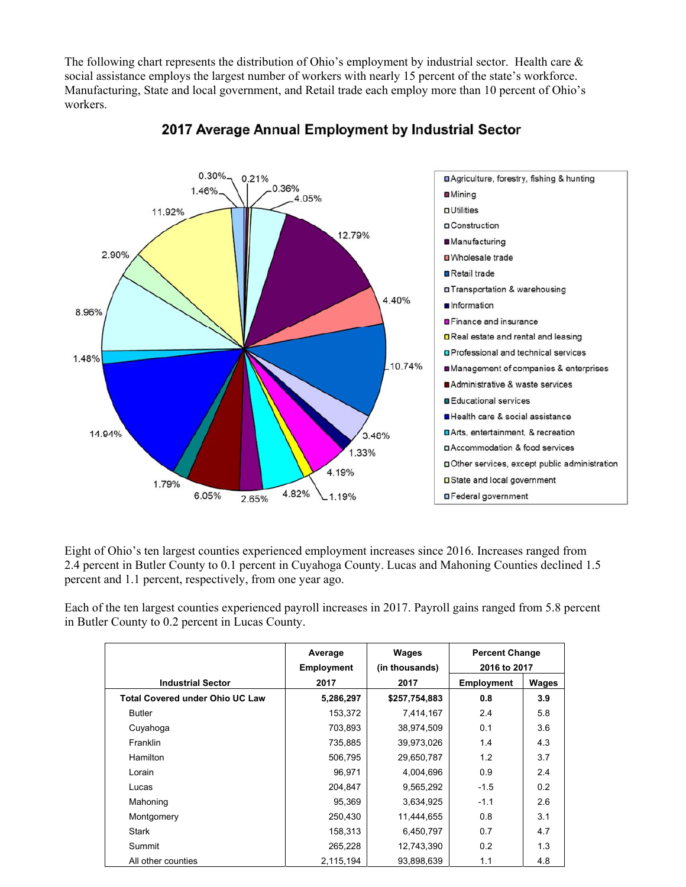The following chart represents the distribution of Ohio's employment by industrial sector. Health care & social assistance employs the largest number of workers with nearly 15 percent of the state's workforce. Manufacturing, State and local government, and Retail trade each employ more than 10 percent of Ohio's workers.

**2017 Average Annual Employment by Industrial Sector**

| Industrial Sector | Percent |
| --- | --- |
| Agriculture, forestry, fishing & hunting | 0.30% |
| Mining | 0.21% |
| Utilities | 0.36% |
| Construction | 4.05% |
| Manufacturing | 12.79% |
| Wholesale trade | 4.40% |
| Retail trade | 10.74% |
| Transportation & warehousing | 3.46% |
| Information | 1.33% |
| Finance and insurance | 4.19% |
| Real estate and rental and leasing | 1.19% |
| Professional and technical services | 4.82% |
| Management of companies & enterprises | 2.65% |
| Administrative & waste services | 6.05% |
| Educational services | 1.79% |
| Health care & social assistance | 14.94% |
| Arts, entertainment, & recreation | 1.48% |
| Accommodation & food services | 8.96% |
| Other services, except public administration | 2.90% |
| State and local government | 11.92% |
| Federal government | 1.46% |

Eight of Ohio's ten largest counties experienced employment increases since 2016. Increases ranged from 2.4 percent in Butler County to 0.1 percent in Cuyahoga County. Lucas and Mahoning Counties declined 1.5 percent and 1.1 percent, respectively, from one year ago.

Each of the ten largest counties experienced payroll increases in 2017. Payroll gains ranged from 5.8 percent in Butler County to 0.2 percent in Lucas County.

| Industrial Sector | Average Employment 2017 | Wages (in thousands) 2017 | Percent Change 2016 to 2017 | |
| --- | --- | --- | --- | --- |
| | | | Employment | Wages |
| **Total Covered under Ohio UC Law** | **5,286,297** | **$257,754,883** | **0.8** | **3.9** |
| Butler | 153,372 | 7,414,167 | 2.4 | 5.8 |
| Cuyahoga | 703,893 | 38,974,509 | 0.1 | 3.6 |
| Franklin | 735,885 | 39,973,026 | 1.4 | 4.3 |
| Hamilton | 506,795 | 29,650,787 | 1.2 | 3.7 |
| Lorain | 96,971 | 4,004,696 | 0.9 | 2.4 |
| Lucas | 204,847 | 9,565,292 | -1.5 | 0.2 |
| Mahoning | 95,369 | 3,634,925 | -1.1 | 2.6 |
| Montgomery | 250,430 | 11,444,655 | 0.8 | 3.1 |
| Stark | 158,313 | 6,450,797 | 0.7 | 4.7 |
| Summit | 265,228 | 12,743,390 | 0.2 | 1.3 |
| All other counties | 2,115,194 | 93,898,639 | 1.1 | 4.8 |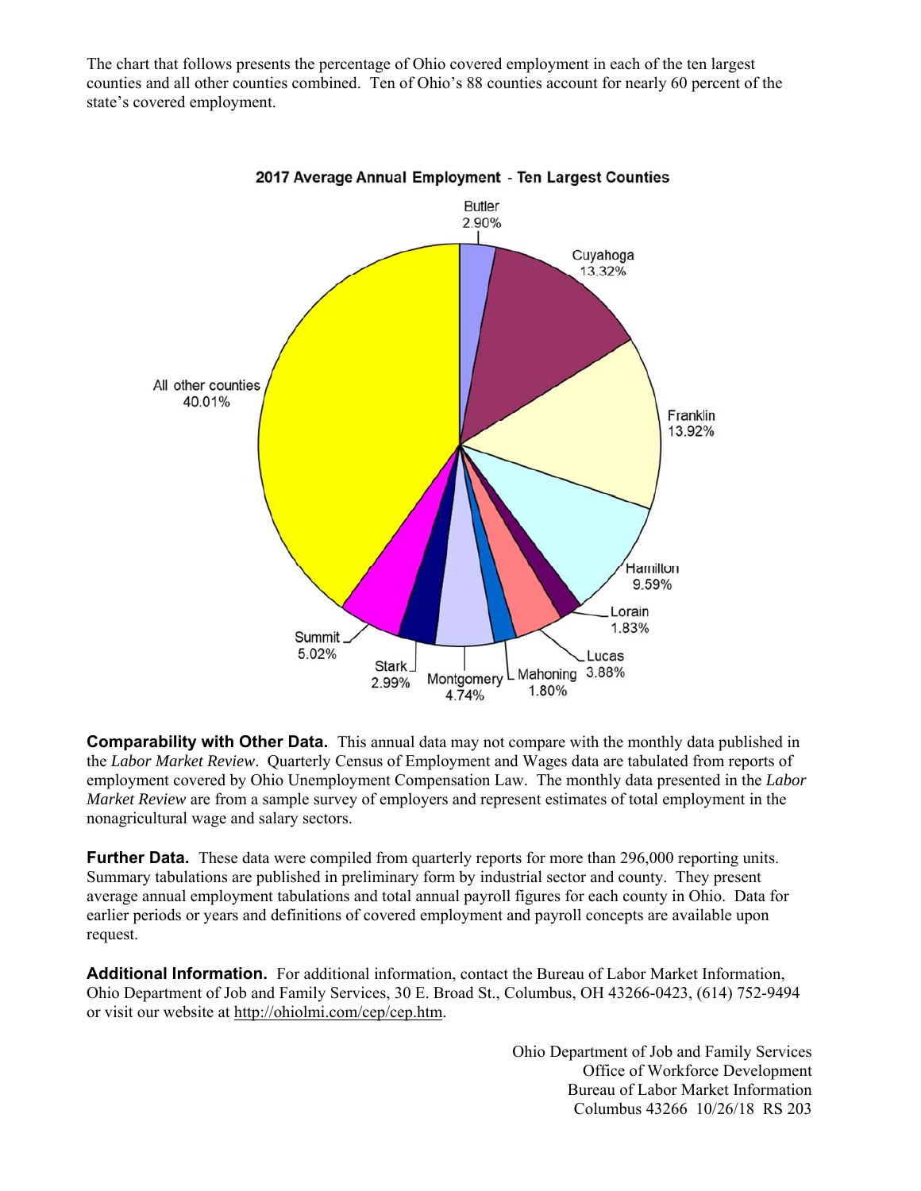The chart that follows presents the percentage of Ohio covered employment in each of the ten largest counties and all other counties combined. Ten of Ohio's 88 counties account for nearly 60 percent of the state's covered employment.

**2017 Average Annual Employment - Ten Largest Counties**

Butler
2.90%

Cuyahoga
13.32%

Franklin
13.92%

Hamilton
9.59%

Lorain
1.83%

Lucas
3.88%

Mahoning
1.80%

Montgomery
4.74%

Stark
2.99%

Summit
5.02%

All other counties
40.01%

**Comparability with Other Data.** This annual data may not compare with the monthly data published in the *Labor Market Review*. Quarterly Census of Employment and Wages data are tabulated from reports of employment covered by Ohio Unemployment Compensation Law. The monthly data presented in the *Labor Market Review* are from a sample survey of employers and represent estimates of total employment in the nonagricultural wage and salary sectors.

**Further Data.** These data were compiled from quarterly reports for more than 296,000 reporting units. Summary tabulations are published in preliminary form by industrial sector and county. They present average annual employment tabulations and total annual payroll figures for each county in Ohio. Data for earlier periods or years and definitions of covered employment and payroll concepts are available upon request.

**Additional Information.** For additional information, contact the Bureau of Labor Market Information, Ohio Department of Job and Family Services, 30 E. Broad St., Columbus, OH 43266-0423, (614) 752-9494 or visit our website at http://ohiolmi.com/cep/cep.htm.

Ohio Department of Job and Family Services
Office of Workforce Development
Bureau of Labor Market Information
Columbus 43266 10/26/18 RS 203